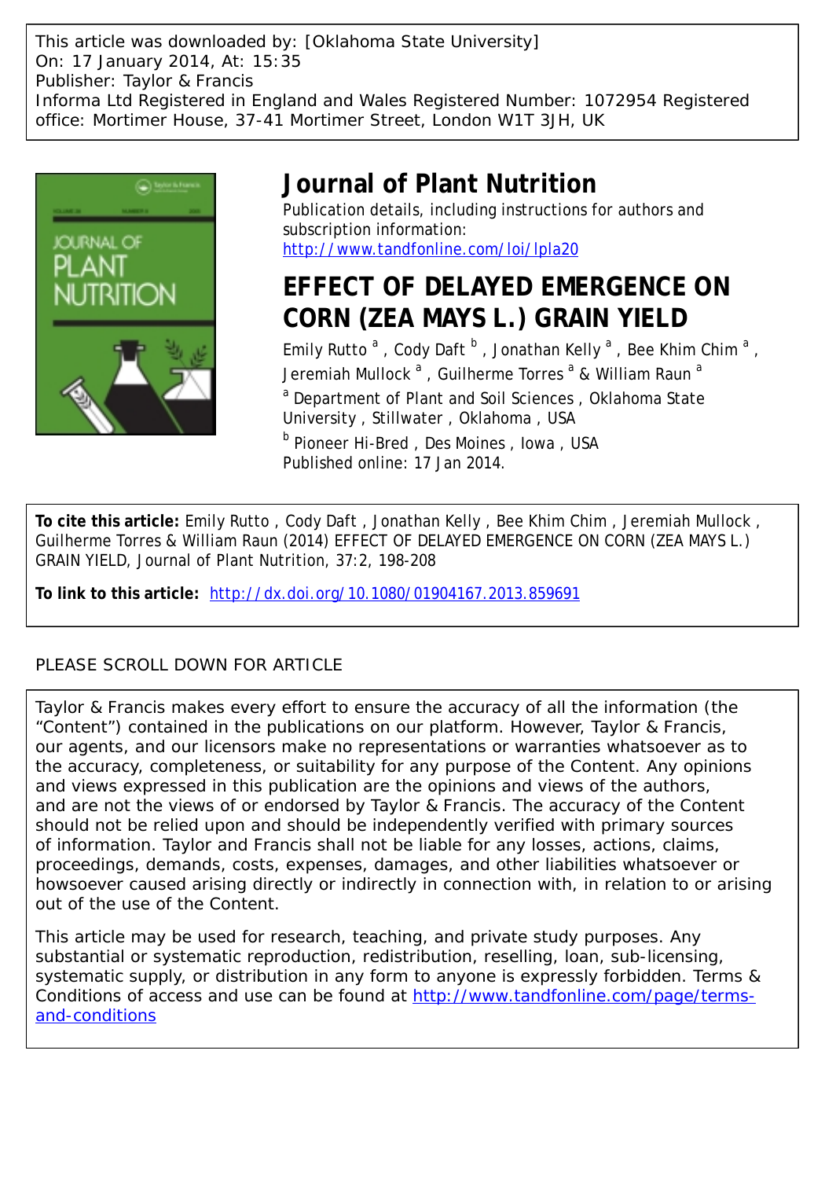This article was downloaded by: [Oklahoma State University]
On: 17 January 2014, At: 15:35
Publisher: Taylor & Francis
Informa Ltd Registered in England and Wales Registered Number: 1072954 Registered office: Mortimer House, 37-41 Mortimer Street, London W1T 3JH, UK

# Journal of Plant Nutrition

Publication details, including instructions for authors and subscription information:
http://www.tandfonline.com/loi/lpla20

## EFFECT OF DELAYED EMERGENCE ON CORN (ZEA MAYS L.) GRAIN YIELD

Emily Rutto [a] , Cody Daft [b] , Jonathan Kelly [a] , Bee Khim Chim [a] , Jeremiah Mullock [a] , Guilherme Torres [a] & William Raun [a]

[a] Department of Plant and Soil Sciences , Oklahoma State University , Stillwater , Oklahoma , USA

[b] Pioneer Hi-Bred , Des Moines , Iowa , USA

Published online: 17 Jan 2014.

**To cite this article:** Emily Rutto , Cody Daft , Jonathan Kelly , Bee Khim Chim , Jeremiah Mullock , Guilherme Torres & William Raun (2014) EFFECT OF DELAYED EMERGENCE ON CORN (ZEA MAYS L.) GRAIN YIELD, Journal of Plant Nutrition, 37:2, 198-208

**To link to this article:** http://dx.doi.org/10.1080/01904167.2013.859691

PLEASE SCROLL DOWN FOR ARTICLE

Taylor & Francis makes every effort to ensure the accuracy of all the information (the "Content") contained in the publications on our platform. However, Taylor & Francis, our agents, and our licensors make no representations or warranties whatsoever as to the accuracy, completeness, or suitability for any purpose of the Content. Any opinions and views expressed in this publication are the opinions and views of the authors, and are not the views of or endorsed by Taylor & Francis. The accuracy of the Content should not be relied upon and should be independently verified with primary sources of information. Taylor and Francis shall not be liable for any losses, actions, claims, proceedings, demands, costs, expenses, damages, and other liabilities whatsoever or howsoever caused arising directly or indirectly in connection with, in relation to or arising out of the use of the Content.

This article may be used for research, teaching, and private study purposes. Any substantial or systematic reproduction, redistribution, reselling, loan, sub-licensing, systematic supply, or distribution in any form to anyone is expressly forbidden. Terms & Conditions of access and use can be found at http://www.tandfonline.com/page/terms-and-conditions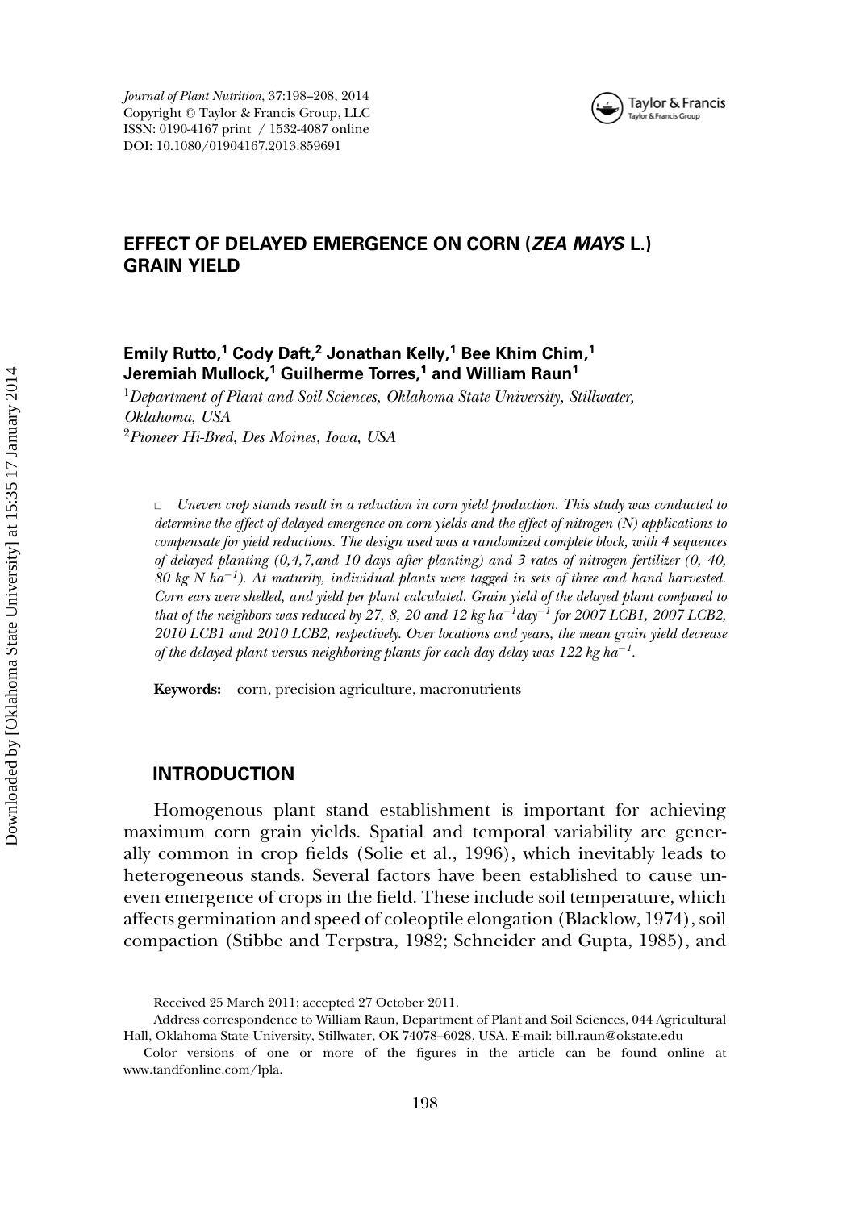Journal of Plant Nutrition, 37:198–208, 2014
Copyright © Taylor & Francis Group, LLC
ISSN: 0190-4167 print / 1532-4087 online
DOI: 10.1080/01904167.2013.859691

# EFFECT OF DELAYED EMERGENCE ON CORN (*ZEA MAYS* L.) GRAIN YIELD

**Emily Rutto,[1] Cody Daft,[2] Jonathan Kelly,[1] Bee Khim Chim,[1] Jeremiah Mullock,[1] Guilherme Torres,[1] and William Raun[1]**

[1]*Department of Plant and Soil Sciences, Oklahoma State University, Stillwater, Oklahoma, USA*
[2]*Pioneer Hi-Bred, Des Moines, Iowa, USA*

□ *Uneven crop stands result in a reduction in corn yield production. This study was conducted to determine the effect of delayed emergence on corn yields and the effect of nitrogen (N) applications to compensate for yield reductions. The design used was a randomized complete block, with 4 sequences of delayed planting (0,4,7,and 10 days after planting) and 3 rates of nitrogen fertilizer (0, 40, 80 kg N ha$^{-1}$). At maturity, individual plants were tagged in sets of three and hand harvested. Corn ears were shelled, and yield per plant calculated. Grain yield of the delayed plant compared to that of the neighbors was reduced by 27, 8, 20 and 12 kg ha$^{-1}$day$^{-1}$ for 2007 LCB1, 2007 LCB2, 2010 LCB1 and 2010 LCB2, respectively. Over locations and years, the mean grain yield decrease of the delayed plant versus neighboring plants for each day delay was 122 kg ha$^{-1}$.*

**Keywords:** corn, precision agriculture, macronutrients

## INTRODUCTION

Homogenous plant stand establishment is important for achieving maximum corn grain yields. Spatial and temporal variability are generally common in crop fields (Solie et al., 1996), which inevitably leads to heterogeneous stands. Several factors have been established to cause uneven emergence of crops in the field. These include soil temperature, which affects germination and speed of coleoptile elongation (Blacklow, 1974), soil compaction (Stibbe and Terpstra, 1982; Schneider and Gupta, 1985), and

Received 25 March 2011; accepted 27 October 2011.

Address correspondence to William Raun, Department of Plant and Soil Sciences, 044 Agricultural Hall, Oklahoma State University, Stillwater, OK 74078–6028, USA. E-mail: bill.raun@okstate.edu

Color versions of one or more of the figures in the article can be found online at www.tandfonline.com/lpla.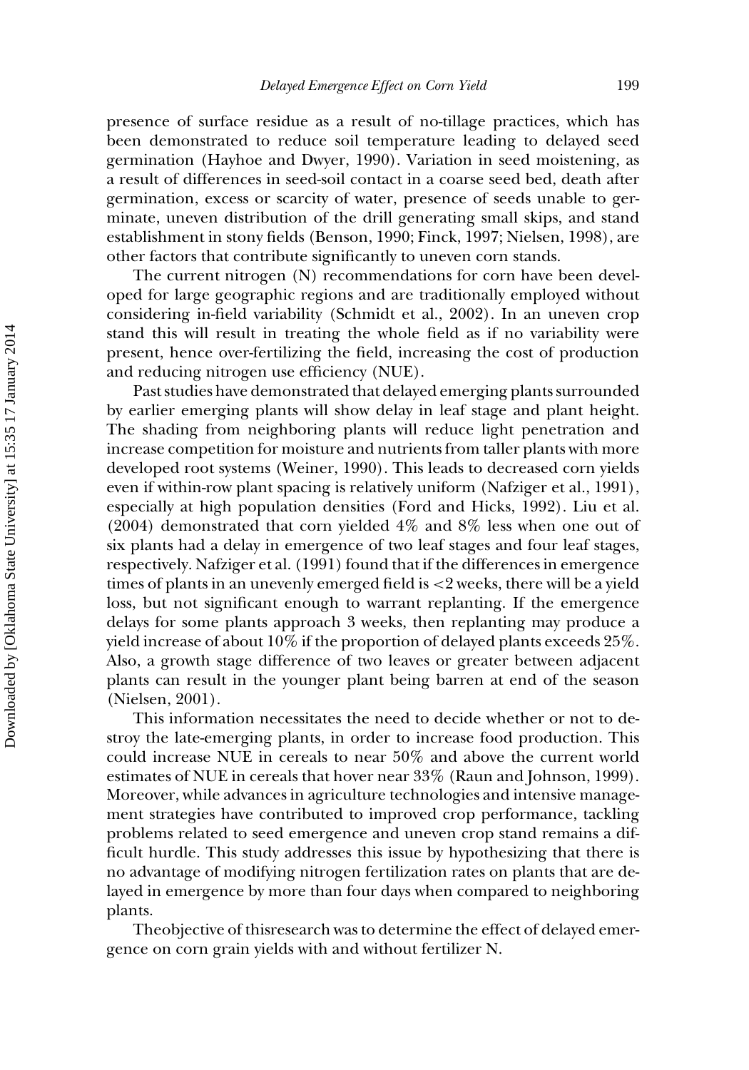presence of surface residue as a result of no-tillage practices, which has been demonstrated to reduce soil temperature leading to delayed seed germination (Hayhoe and Dwyer, 1990). Variation in seed moistening, as a result of differences in seed-soil contact in a coarse seed bed, death after germination, excess or scarcity of water, presence of seeds unable to germinate, uneven distribution of the drill generating small skips, and stand establishment in stony fields (Benson, 1990; Finck, 1997; Nielsen, 1998), are other factors that contribute significantly to uneven corn stands.

The current nitrogen (N) recommendations for corn have been developed for large geographic regions and are traditionally employed without considering in-field variability (Schmidt et al., 2002). In an uneven crop stand this will result in treating the whole field as if no variability were present, hence over-fertilizing the field, increasing the cost of production and reducing nitrogen use efficiency (NUE).

Past studies have demonstrated that delayed emerging plants surrounded by earlier emerging plants will show delay in leaf stage and plant height. The shading from neighboring plants will reduce light penetration and increase competition for moisture and nutrients from taller plants with more developed root systems (Weiner, 1990). This leads to decreased corn yields even if within-row plant spacing is relatively uniform (Nafziger et al., 1991), especially at high population densities (Ford and Hicks, 1992). Liu et al. (2004) demonstrated that corn yielded 4% and 8% less when one out of six plants had a delay in emergence of two leaf stages and four leaf stages, respectively. Nafziger et al. (1991) found that if the differences in emergence times of plants in an unevenly emerged field is <2 weeks, there will be a yield loss, but not significant enough to warrant replanting. If the emergence delays for some plants approach 3 weeks, then replanting may produce a yield increase of about 10% if the proportion of delayed plants exceeds 25%. Also, a growth stage difference of two leaves or greater between adjacent plants can result in the younger plant being barren at end of the season (Nielsen, 2001).

This information necessitates the need to decide whether or not to destroy the late-emerging plants, in order to increase food production. This could increase NUE in cereals to near 50% and above the current world estimates of NUE in cereals that hover near 33% (Raun and Johnson, 1999). Moreover, while advances in agriculture technologies and intensive management strategies have contributed to improved crop performance, tackling problems related to seed emergence and uneven crop stand remains a difficult hurdle. This study addresses this issue by hypothesizing that there is no advantage of modifying nitrogen fertilization rates on plants that are delayed in emergence by more than four days when compared to neighboring plants.

Theobjective of thisresearch was to determine the effect of delayed emergence on corn grain yields with and without fertilizer N.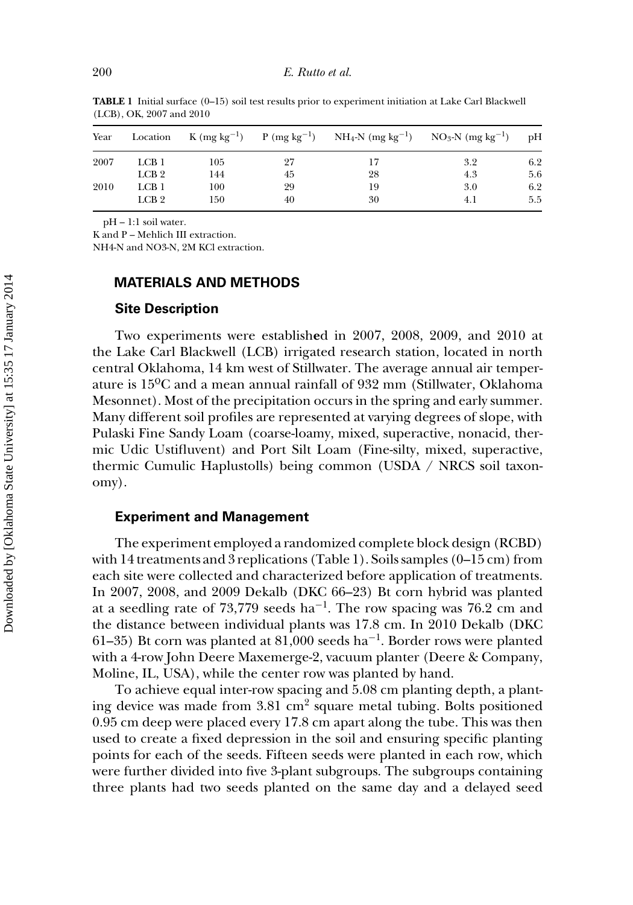**TABLE 1** Initial surface (0–15) soil test results prior to experiment initiation at Lake Carl Blackwell (LCB), OK, 2007 and 2010

| Year | Location | K (mg $kg^{-1}$) | P (mg $kg^{-1}$) | $NH_4$-N (mg $kg^{-1}$) | $NO_3$-N (mg $kg^{-1}$) | pH |
|---|---|---|---|---|---|---|
| 2007 | LCB 1 | 105 | 27 | 17 | 3.2 | 6.2 |
| | LCB 2 | 144 | 45 | 28 | 4.3 | 5.6 |
| 2010 | LCB 1 | 100 | 29 | 19 | 3.0 | 6.2 |
| | LCB 2 | 150 | 40 | 30 | 4.1 | 5.5 |

pH – 1:1 soil water.
K and P – Mehlich III extraction.
NH4-N and NO3-N, 2M KCl extraction.

## MATERIALS AND METHODS

### Site Description

Two experiments were established in 2007, 2008, 2009, and 2010 at the Lake Carl Blackwell (LCB) irrigated research station, located in north central Oklahoma, 14 km west of Stillwater. The average annual air temperature is 15°C and a mean annual rainfall of 932 mm (Stillwater, Oklahoma Mesonnet). Most of the precipitation occurs in the spring and early summer. Many different soil profiles are represented at varying degrees of slope, with Pulaski Fine Sandy Loam (coarse-loamy, mixed, superactive, nonacid, thermic Udic Ustifluvent) and Port Silt Loam (Fine-silty, mixed, superactive, thermic Cumulic Haplustolls) being common (USDA / NRCS soil taxonomy).

### Experiment and Management

The experiment employed a randomized complete block design (RCBD) with 14 treatments and 3 replications (Table 1). Soils samples (0–15 cm) from each site were collected and characterized before application of treatments. In 2007, 2008, and 2009 Dekalb (DKC 66–23) Bt corn hybrid was planted at a seedling rate of 73,779 seeds $ha^{-1}$. The row spacing was 76.2 cm and the distance between individual plants was 17.8 cm. In 2010 Dekalb (DKC 61–35) Bt corn was planted at 81,000 seeds $ha^{-1}$. Border rows were planted with a 4-row John Deere Maxemerge-2, vacuum planter (Deere & Company, Moline, IL, USA), while the center row was planted by hand.

To achieve equal inter-row spacing and 5.08 cm planting depth, a planting device was made from 3.81 $cm^2$ square metal tubing. Bolts positioned 0.95 cm deep were placed every 17.8 cm apart along the tube. This was then used to create a fixed depression in the soil and ensuring specific planting points for each of the seeds. Fifteen seeds were planted in each row, which were further divided into five 3-plant subgroups. The subgroups containing three plants had two seeds planted on the same day and a delayed seed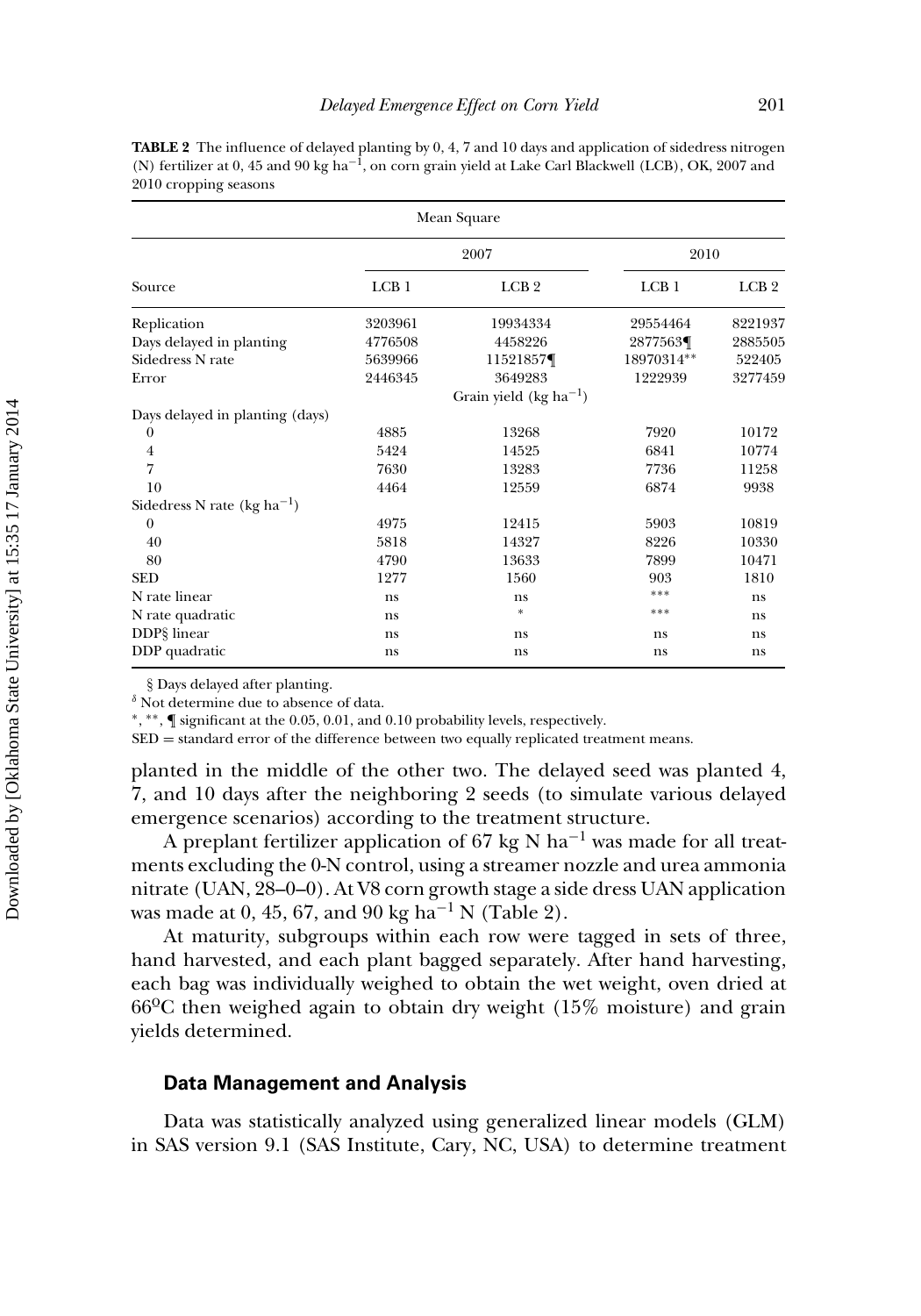**TABLE 2** The influence of delayed planting by 0, 4, 7 and 10 days and application of sidedress nitrogen (N) fertilizer at 0, 45 and 90 kg $ha^{-1}$, on corn grain yield at Lake Carl Blackwell (LCB), OK, 2007 and 2010 cropping seasons

| | Mean Square | | | |
|---|---|---|---|---|
| | 2007 | | 2010 | |
| Source | LCB 1 | LCB 2 | LCB 1 | LCB 2 |
| Replication | 3203961 | 19934334 | 29554464 | 8221937 |
| Days delayed in planting | 4776508 | 4458226 | 2877563¶ | 2885505 |
| Sidedress N rate | 5639966 | 11521857¶ | 18970314** | 522405 |
| Error | 2446345 | 3649283 | 1222939 | 3277459 |
| | | Grain yield (kg $ha^{-1}$) | | |
| Days delayed in planting (days) | | | | |
| 0 | 4885 | 13268 | 7920 | 10172 |
| 4 | 5424 | 14525 | 6841 | 10774 |
| 7 | 7630 | 13283 | 7736 | 11258 |
| 10 | 4464 | 12559 | 6874 | 9938 |
| Sidedress N rate (kg $ha^{-1}$) | | | | |
| 0 | 4975 | 12415 | 5903 | 10819 |
| 40 | 5818 | 14327 | 8226 | 10330 |
| 80 | 4790 | 13633 | 7899 | 10471 |
| SED | 1277 | 1560 | 903 | 1810 |
| N rate linear | ns | ns | *** | ns |
| N rate quadratic | ns | * | *** | ns |
| DDP§ linear | ns | ns | ns | ns |
| DDP quadratic | ns | ns | ns | ns |

§ Days delayed after planting.

$^{\delta}$ Not determine due to absence of data.

*, **, ¶ significant at the 0.05, 0.01, and 0.10 probability levels, respectively.

SED = standard error of the difference between two equally replicated treatment means.

planted in the middle of the other two. The delayed seed was planted 4, 7, and 10 days after the neighboring 2 seeds (to simulate various delayed emergence scenarios) according to the treatment structure.

A preplant fertilizer application of 67 kg N $ha^{-1}$ was made for all treatments excluding the 0-N control, using a streamer nozzle and urea ammonia nitrate (UAN, 28–0–0). At V8 corn growth stage a side dress UAN application was made at 0, 45, 67, and 90 kg $ha^{-1}$ N (Table 2).

At maturity, subgroups within each row were tagged in sets of three, hand harvested, and each plant bagged separately. After hand harvesting, each bag was individually weighed to obtain the wet weight, oven dried at 66°C then weighed again to obtain dry weight (15% moisture) and grain yields determined.

### Data Management and Analysis

Data was statistically analyzed using generalized linear models (GLM) in SAS version 9.1 (SAS Institute, Cary, NC, USA) to determine treatment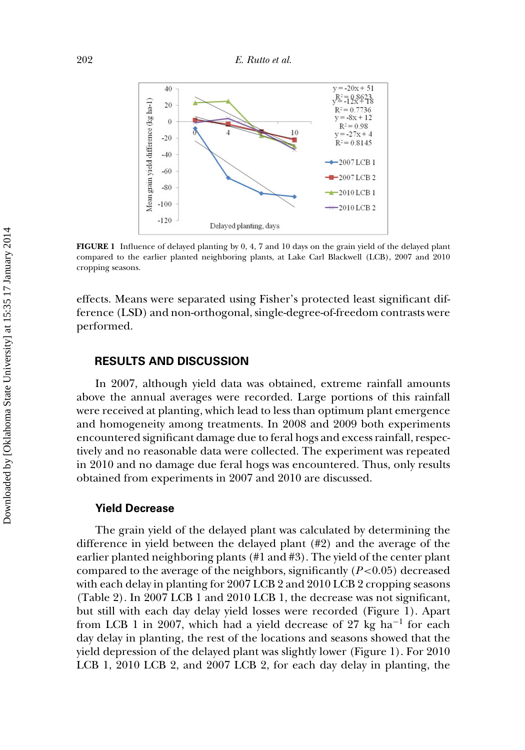FIGURE 1 Influence of delayed planting by 0, 4, 7 and 10 days on the grain yield of the delayed plant compared to the earlier planted neighboring plants, at Lake Carl Blackwell (LCB), 2007 and 2010 cropping seasons.

effects. Means were separated using Fisher's protected least significant difference (LSD) and non-orthogonal, single-degree-of-freedom contrasts were performed.

## RESULTS AND DISCUSSION

In 2007, although yield data was obtained, extreme rainfall amounts above the annual averages were recorded. Large portions of this rainfall were received at planting, which lead to less than optimum plant emergence and homogeneity among treatments. In 2008 and 2009 both experiments encountered significant damage due to feral hogs and excess rainfall, respectively and no reasonable data were collected. The experiment was repeated in 2010 and no damage due feral hogs was encountered. Thus, only results obtained from experiments in 2007 and 2010 are discussed.

### Yield Decrease

The grain yield of the delayed plant was calculated by determining the difference in yield between the delayed plant (#2) and the average of the earlier planted neighboring plants (#1 and #3). The yield of the center plant compared to the average of the neighbors, significantly ($P<0.05$) decreased with each delay in planting for 2007 LCB 2 and 2010 LCB 2 cropping seasons (Table 2). In 2007 LCB 1 and 2010 LCB 1, the decrease was not significant, but still with each day delay yield losses were recorded (Figure 1). Apart from LCB 1 in 2007, which had a yield decrease of 27 kg ha$^{-1}$ for each day delay in planting, the rest of the locations and seasons showed that the yield depression of the delayed plant was slightly lower (Figure 1). For 2010 LCB 1, 2010 LCB 2, and 2007 LCB 2, for each day delay in planting, the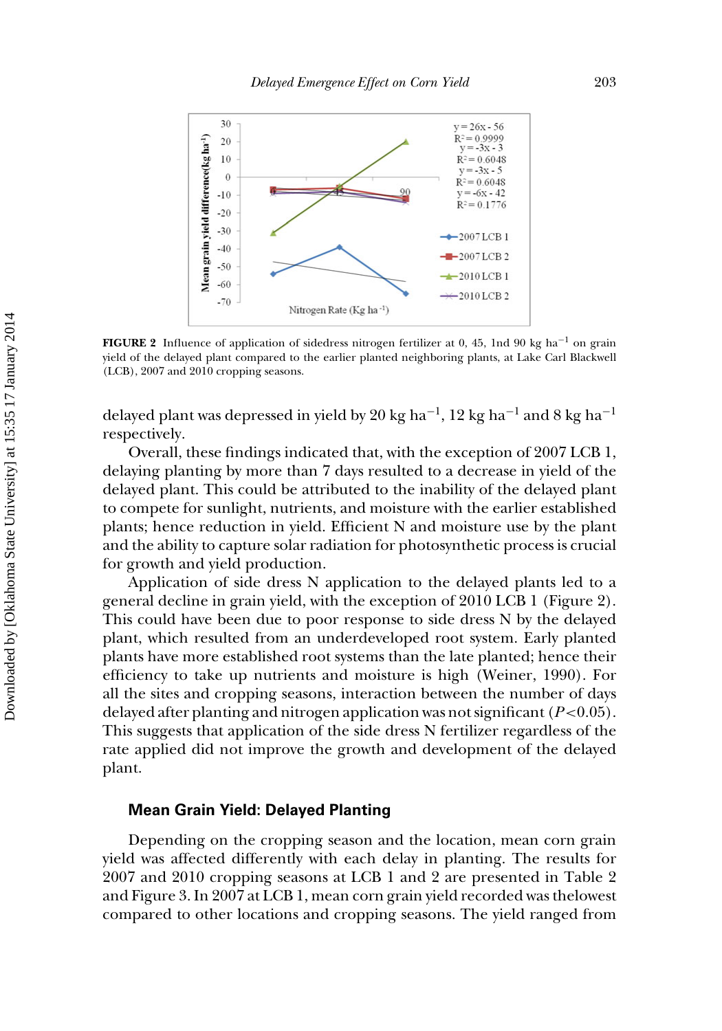FIGURE 2 Influence of application of sidedress nitrogen fertilizer at 0, 45, 1nd 90 kg ha$^{-1}$ on grain yield of the delayed plant compared to the earlier planted neighboring plants, at Lake Carl Blackwell (LCB), 2007 and 2010 cropping seasons.

delayed plant was depressed in yield by 20 kg ha$^{-1}$, 12 kg ha$^{-1}$ and 8 kg ha$^{-1}$ respectively.

Overall, these findings indicated that, with the exception of 2007 LCB 1, delaying planting by more than 7 days resulted to a decrease in yield of the delayed plant. This could be attributed to the inability of the delayed plant to compete for sunlight, nutrients, and moisture with the earlier established plants; hence reduction in yield. Efficient N and moisture use by the plant and the ability to capture solar radiation for photosynthetic process is crucial for growth and yield production.

Application of side dress N application to the delayed plants led to a general decline in grain yield, with the exception of 2010 LCB 1 (Figure 2). This could have been due to poor response to side dress N by the delayed plant, which resulted from an underdeveloped root system. Early planted plants have more established root systems than the late planted; hence their efficiency to take up nutrients and moisture is high (Weiner, 1990). For all the sites and cropping seasons, interaction between the number of days delayed after planting and nitrogen application was not significant ($P<0.05$). This suggests that application of the side dress N fertilizer regardless of the rate applied did not improve the growth and development of the delayed plant.

### Mean Grain Yield: Delayed Planting

Depending on the cropping season and the location, mean corn grain yield was affected differently with each delay in planting. The results for 2007 and 2010 cropping seasons at LCB 1 and 2 are presented in Table 2 and Figure 3. In 2007 at LCB 1, mean corn grain yield recorded was thelowest compared to other locations and cropping seasons. The yield ranged from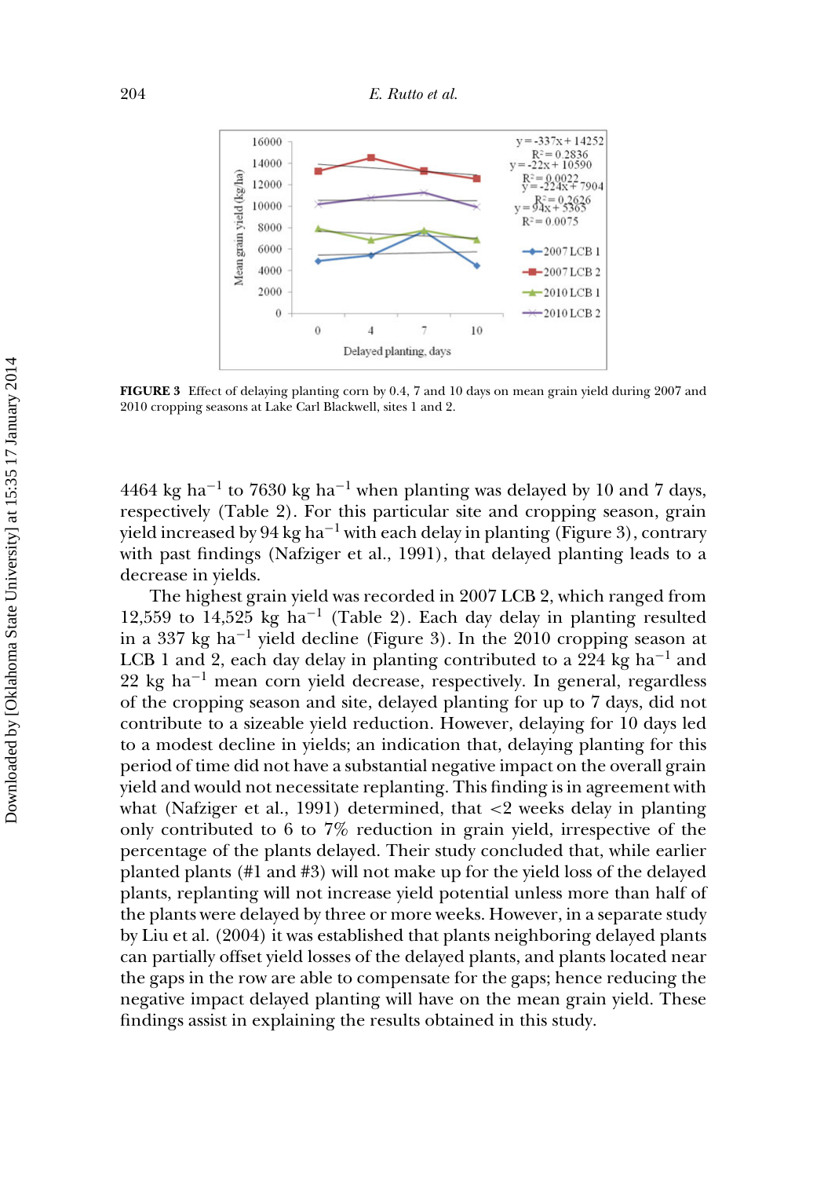FIGURE 3 Effect of delaying planting corn by 0.4, 7 and 10 days on mean grain yield during 2007 and 2010 cropping seasons at Lake Carl Blackwell, sites 1 and 2.

4464 kg ha$^{-1}$ to 7630 kg ha$^{-1}$ when planting was delayed by 10 and 7 days, respectively (Table 2). For this particular site and cropping season, grain yield increased by 94 kg ha$^{-1}$ with each delay in planting (Figure 3), contrary with past findings (Nafziger et al., 1991), that delayed planting leads to a decrease in yields.

The highest grain yield was recorded in 2007 LCB 2, which ranged from 12,559 to 14,525 kg ha$^{-1}$ (Table 2). Each day delay in planting resulted in a 337 kg ha$^{-1}$ yield decline (Figure 3). In the 2010 cropping season at LCB 1 and 2, each day delay in planting contributed to a 224 kg ha$^{-1}$ and 22 kg ha$^{-1}$ mean corn yield decrease, respectively. In general, regardless of the cropping season and site, delayed planting for up to 7 days, did not contribute to a sizeable yield reduction. However, delaying for 10 days led to a modest decline in yields; an indication that, delaying planting for this period of time did not have a substantial negative impact on the overall grain yield and would not necessitate replanting. This finding is in agreement with what (Nafziger et al., 1991) determined, that <2 weeks delay in planting only contributed to 6 to 7% reduction in grain yield, irrespective of the percentage of the plants delayed. Their study concluded that, while earlier planted plants (#1 and #3) will not make up for the yield loss of the delayed plants, replanting will not increase yield potential unless more than half of the plants were delayed by three or more weeks. However, in a separate study by Liu et al. (2004) it was established that plants neighboring delayed plants can partially offset yield losses of the delayed plants, and plants located near the gaps in the row are able to compensate for the gaps; hence reducing the negative impact delayed planting will have on the mean grain yield. These findings assist in explaining the results obtained in this study.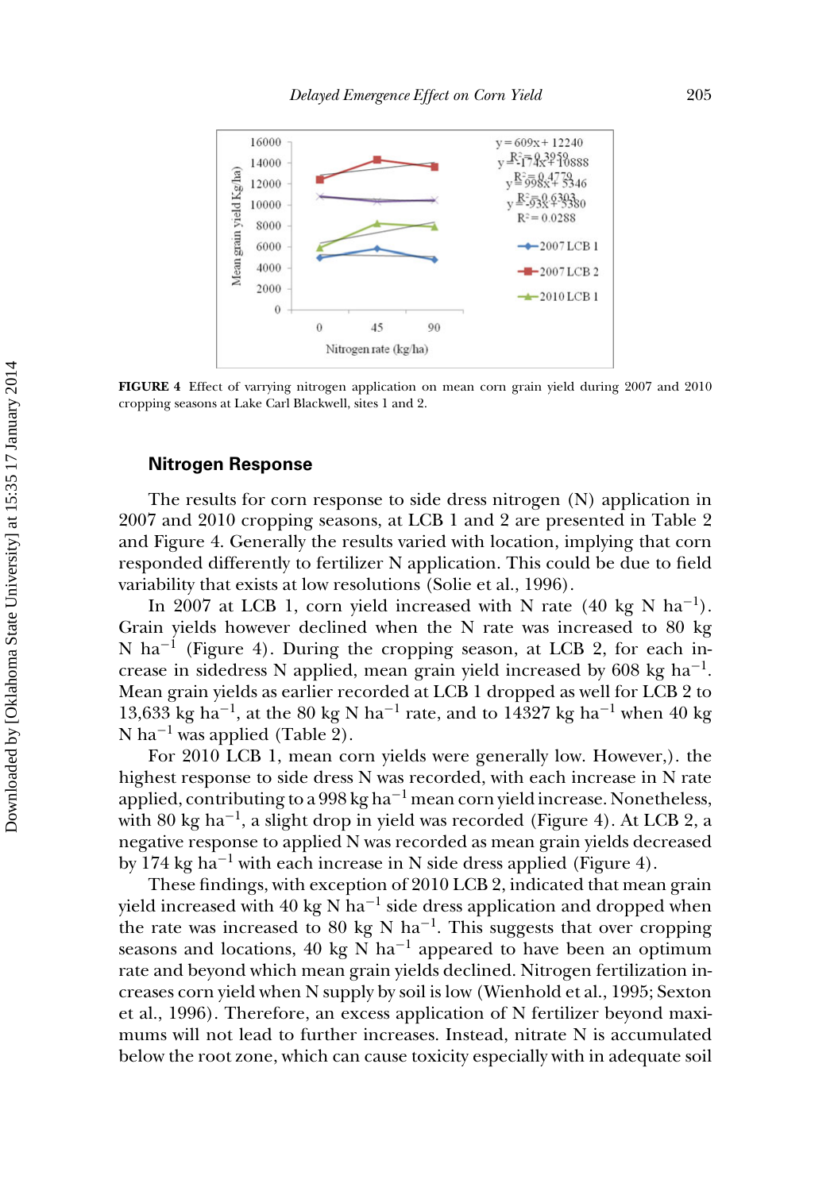**FIGURE 4** Effect of varrying nitrogen application on mean corn grain yield during 2007 and 2010 cropping seasons at Lake Carl Blackwell, sites 1 and 2.

## Nitrogen Response

The results for corn response to side dress nitrogen (N) application in 2007 and 2010 cropping seasons, at LCB 1 and 2 are presented in Table 2 and Figure 4. Generally the results varied with location, implying that corn responded differently to fertilizer N application. This could be due to field variability that exists at low resolutions (Solie et al., 1996).

In 2007 at LCB 1, corn yield increased with N rate (40 kg N ha$^{-1}$). Grain yields however declined when the N rate was increased to 80 kg N ha$^{-1}$ (Figure 4). During the cropping season, at LCB 2, for each increase in sidedress N applied, mean grain yield increased by 608 kg ha$^{-1}$. Mean grain yields as earlier recorded at LCB 1 dropped as well for LCB 2 to 13,633 kg ha$^{-1}$, at the 80 kg N ha$^{-1}$ rate, and to 14327 kg ha$^{-1}$ when 40 kg N ha$^{-1}$ was applied (Table 2).

For 2010 LCB 1, mean corn yields were generally low. However,). the highest response to side dress N was recorded, with each increase in N rate applied, contributing to a 998 kg ha$^{-1}$ mean corn yield increase. Nonetheless, with 80 kg ha$^{-1}$, a slight drop in yield was recorded (Figure 4). At LCB 2, a negative response to applied N was recorded as mean grain yields decreased by 174 kg ha$^{-1}$ with each increase in N side dress applied (Figure 4).

These findings, with exception of 2010 LCB 2, indicated that mean grain yield increased with 40 kg N ha$^{-1}$ side dress application and dropped when the rate was increased to 80 kg N ha$^{-1}$. This suggests that over cropping seasons and locations, 40 kg N ha$^{-1}$ appeared to have been an optimum rate and beyond which mean grain yields declined. Nitrogen fertilization increases corn yield when N supply by soil is low (Wienhold et al., 1995; Sexton et al., 1996). Therefore, an excess application of N fertilizer beyond maximums will not lead to further increases. Instead, nitrate N is accumulated below the root zone, which can cause toxicity especially with in adequate soil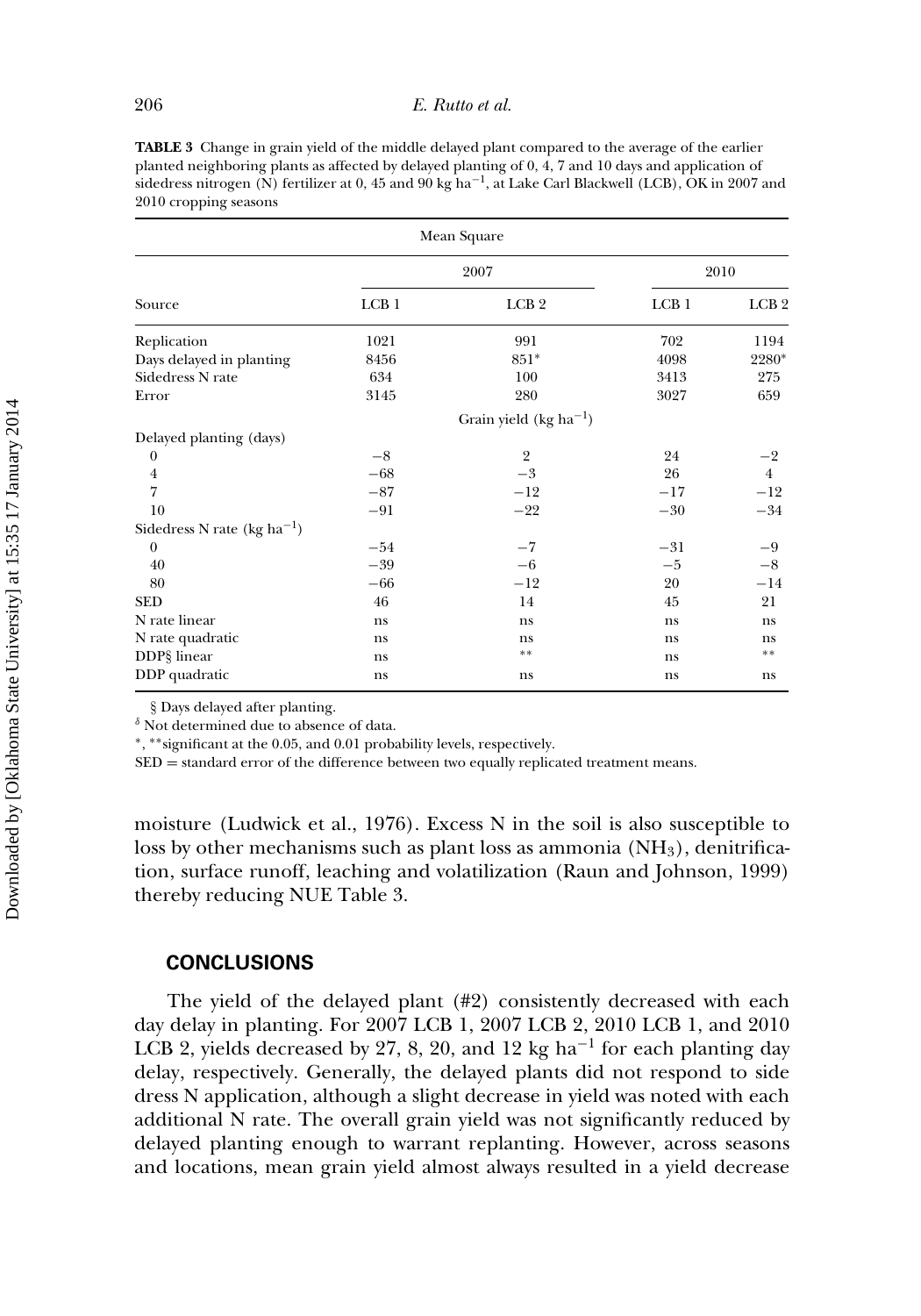**TABLE 3** Change in grain yield of the middle delayed plant compared to the average of the earlier planted neighboring plants as affected by delayed planting of 0, 4, 7 and 10 days and application of sidedress nitrogen (N) fertilizer at 0, 45 and 90 kg $ha^{-1}$, at Lake Carl Blackwell (LCB), OK in 2007 and 2010 cropping seasons

| | Mean Square | | | |
|---|---|---|---|---|
| | 2007 | | 2010 | |
| Source | LCB 1 | LCB 2 | LCB 1 | LCB 2 |
| Replication | 1021 | 991 | 702 | 1194 |
| Days delayed in planting | 8456 | 851* | 4098 | 2280* |
| Sidedress N rate | 634 | 100 | 3413 | 275 |
| Error | 3145 | 280 | 3027 | 659 |
| | Grain yield (kg $ha^{-1}$) | | | |
| Delayed planting (days) | | | | |
| 0 | −8 | 2 | 24 | −2 |
| 4 | −68 | −3 | 26 | 4 |
| 7 | −87 | −12 | −17 | −12 |
| 10 | −91 | −22 | −30 | −34 |
| Sidedress N rate (kg $ha^{-1}$) | | | | |
| 0 | −54 | −7 | −31 | −9 |
| 40 | −39 | −6 | −5 | −8 |
| 80 | −66 | −12 | 20 | −14 |
| SED | 46 | 14 | 45 | 21 |
| N rate linear | ns | ns | ns | ns |
| N rate quadratic | ns | ns | ns | ns |
| DDP§ linear | ns | ** | ns | ** |
| DDP quadratic | ns | ns | ns | ns |

§ Days delayed after planting.

$^{\delta}$ Not determined due to absence of data.

*, **significant at the 0.05, and 0.01 probability levels, respectively.

SED = standard error of the difference between two equally replicated treatment means.

moisture (Ludwick et al., 1976). Excess N in the soil is also susceptible to loss by other mechanisms such as plant loss as ammonia ($NH_3$), denitrification, surface runoff, leaching and volatilization (Raun and Johnson, 1999) thereby reducing NUE Table 3.

## CONCLUSIONS

The yield of the delayed plant (#2) consistently decreased with each day delay in planting. For 2007 LCB 1, 2007 LCB 2, 2010 LCB 1, and 2010 LCB 2, yields decreased by 27, 8, 20, and 12 kg $ha^{-1}$ for each planting day delay, respectively. Generally, the delayed plants did not respond to side dress N application, although a slight decrease in yield was noted with each additional N rate. The overall grain yield was not significantly reduced by delayed planting enough to warrant replanting. However, across seasons and locations, mean grain yield almost always resulted in a yield decrease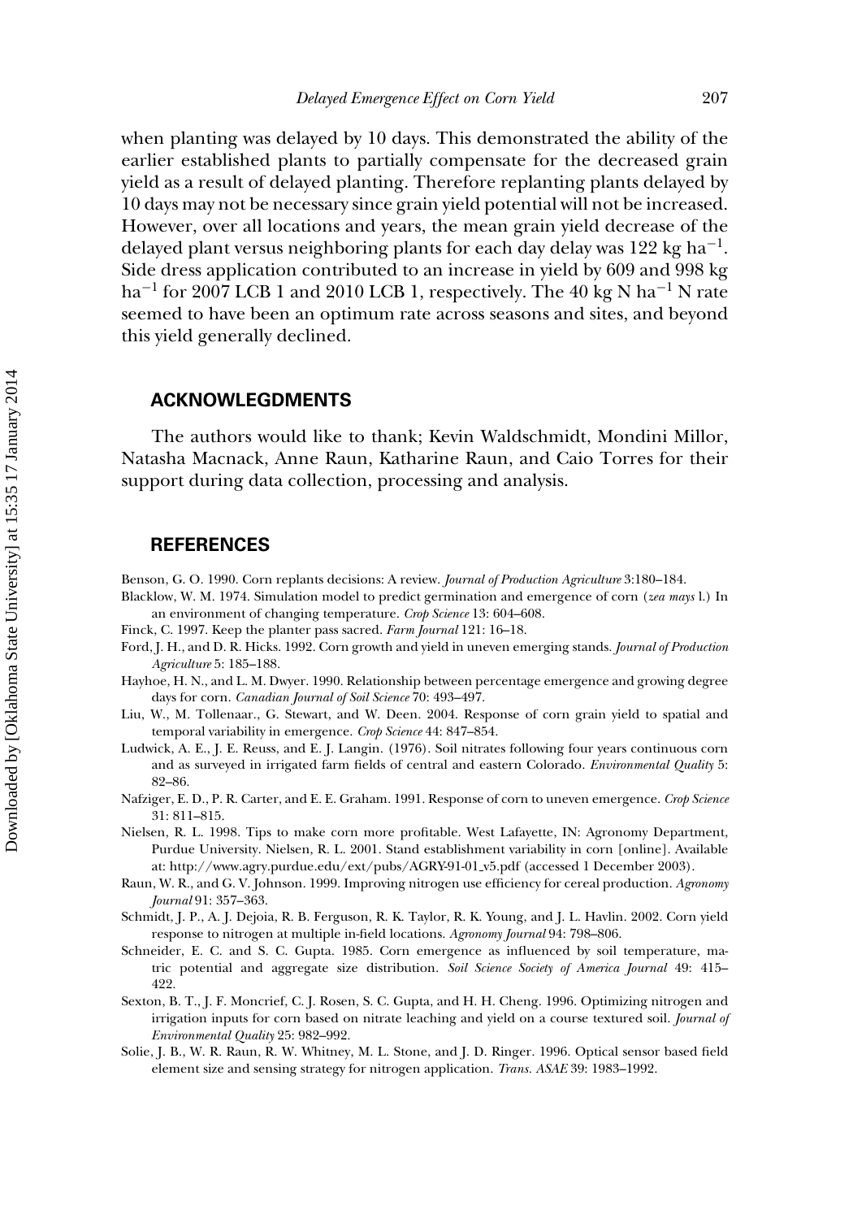when planting was delayed by 10 days. This demonstrated the ability of the earlier established plants to partially compensate for the decreased grain yield as a result of delayed planting. Therefore replanting plants delayed by 10 days may not be necessary since grain yield potential will not be increased. However, over all locations and years, the mean grain yield decrease of the delayed plant versus neighboring plants for each day delay was 122 kg ha$^{-1}$. Side dress application contributed to an increase in yield by 609 and 998 kg ha$^{-1}$ for 2007 LCB 1 and 2010 LCB 1, respectively. The 40 kg N ha$^{-1}$ N rate seemed to have been an optimum rate across seasons and sites, and beyond this yield generally declined.

## ACKNOWLEGDMENTS

The authors would like to thank; Kevin Waldschmidt, Mondini Millor, Natasha Macnack, Anne Raun, Katharine Raun, and Caio Torres for their support during data collection, processing and analysis.

## REFERENCES

Benson, G. O. 1990. Corn replants decisions: A review. *Journal of Production Agriculture* 3:180–184.

Blacklow, W. M. 1974. Simulation model to predict germination and emergence of corn (*zea mays* l.) In an environment of changing temperature. *Crop Science* 13: 604–608.

Finck, C. 1997. Keep the planter pass sacred. *Farm Journal* 121: 16–18.

Ford, J. H., and D. R. Hicks. 1992. Corn growth and yield in uneven emerging stands. *Journal of Production Agriculture* 5: 185–188.

Hayhoe, H. N., and L. M. Dwyer. 1990. Relationship between percentage emergence and growing degree days for corn. *Canadian Journal of Soil Science* 70: 493–497.

Liu, W., M. Tollenaar., G. Stewart, and W. Deen. 2004. Response of corn grain yield to spatial and temporal variability in emergence. *Crop Science* 44: 847–854.

Ludwick, A. E., J. E. Reuss, and E. J. Langin. (1976). Soil nitrates following four years continuous corn and as surveyed in irrigated farm fields of central and eastern Colorado. *Environmental Quality* 5: 82–86.

Nafziger, E. D., P. R. Carter, and E. E. Graham. 1991. Response of corn to uneven emergence. *Crop Science* 31: 811–815.

Nielsen, R. L. 1998. Tips to make corn more profitable. West Lafayette, IN: Agronomy Department, Purdue University. Nielsen, R. L. 2001. Stand establishment variability in corn [online]. Available at: http://www.agry.purdue.edu/ext/pubs/AGRY-91-01_v5.pdf (accessed 1 December 2003).

Raun, W. R., and G. V. Johnson. 1999. Improving nitrogen use efficiency for cereal production. *Agronomy Journal* 91: 357–363.

Schmidt, J. P., A. J. Dejoia, R. B. Ferguson, R. K. Taylor, R. K. Young, and J. L. Havlin. 2002. Corn yield response to nitrogen at multiple in-field locations. *Agronomy Journal* 94: 798–806.

Schneider, E. C. and S. C. Gupta. 1985. Corn emergence as influenced by soil temperature, matric potential and aggregate size distribution. *Soil Science Society of America Journal* 49: 415–422.

Sexton, B. T., J. F. Moncrief, C. J. Rosen, S. C. Gupta, and H. H. Cheng. 1996. Optimizing nitrogen and irrigation inputs for corn based on nitrate leaching and yield on a course textured soil. *Journal of Environmental Quality* 25: 982–992.

Solie, J. B., W. R. Raun, R. W. Whitney, M. L. Stone, and J. D. Ringer. 1996. Optical sensor based field element size and sensing strategy for nitrogen application. *Trans. ASAE* 39: 1983–1992.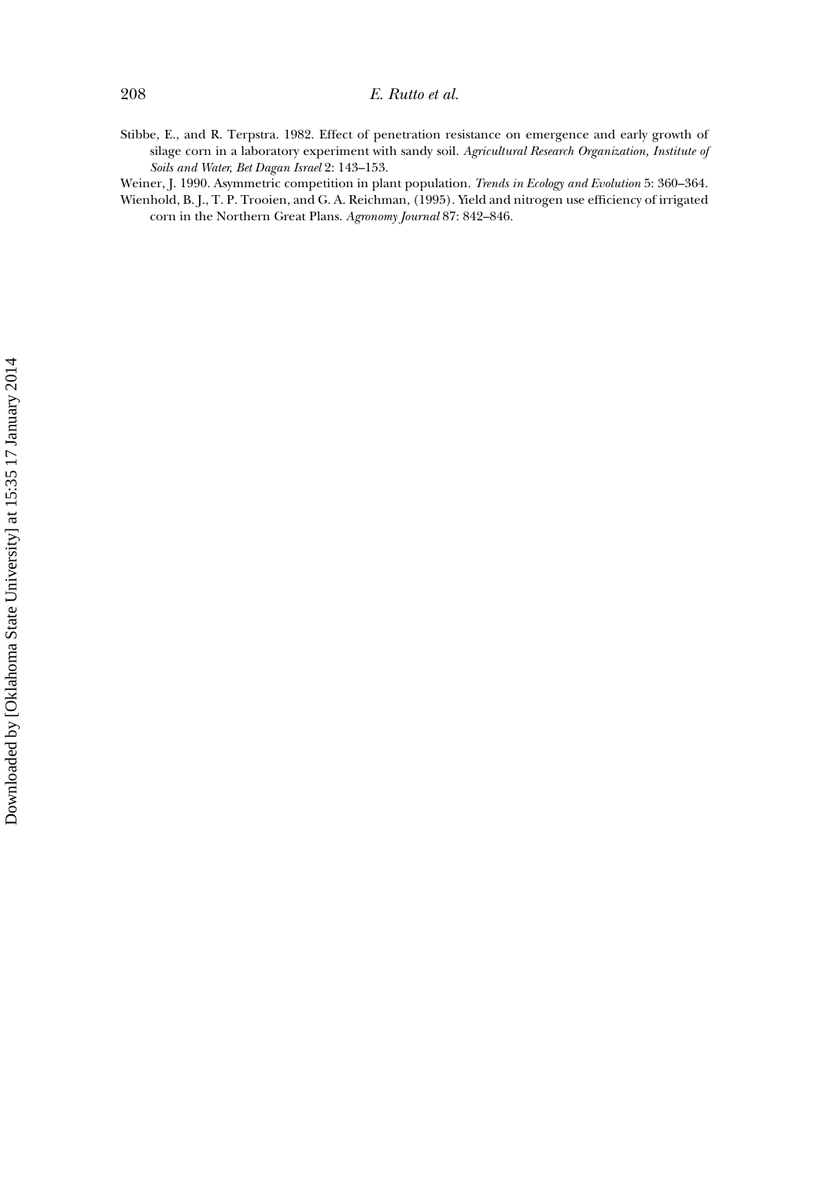Stibbe, E., and R. Terpstra. 1982. Effect of penetration resistance on emergence and early growth of silage corn in a laboratory experiment with sandy soil. *Agricultural Research Organization, Institute of Soils and Water, Bet Dagan Israel* 2: 143–153.

Weiner, J. 1990. Asymmetric competition in plant population. *Trends in Ecology and Evolution* 5: 360–364.

Wienhold, B. J., T. P. Trooien, and G. A. Reichman, (1995). Yield and nitrogen use efficiency of irrigated corn in the Northern Great Plans. *Agronomy Journal* 87: 842–846.